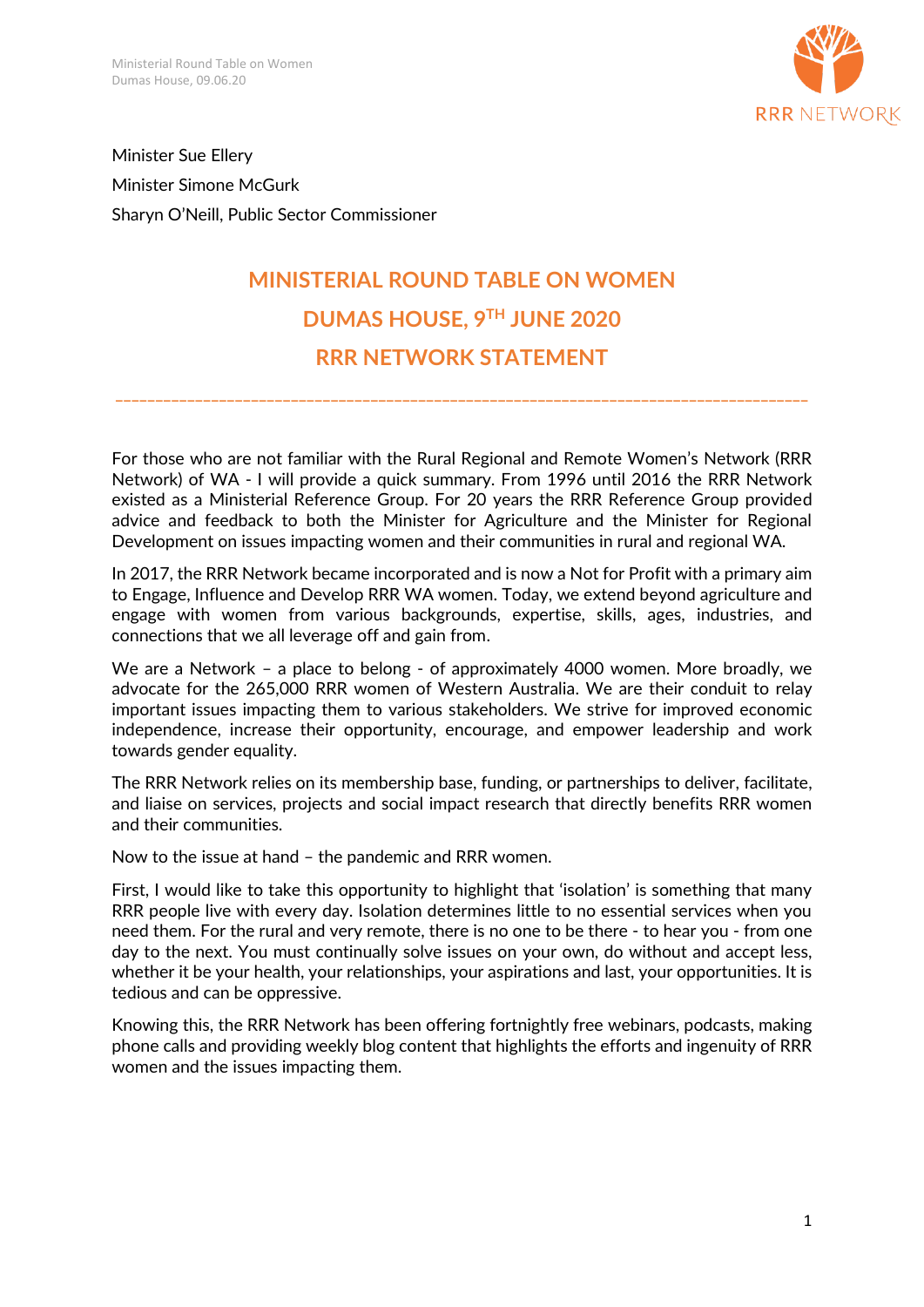Minister Sue Ellery

Minister Simone McGurk

Sharyn O'Neill, Public Sector Commissioner

# MINISTERIAL ROUND TABLE ON WOMEN

# DUMAS HOUSE, 9TH JUNE 2020

# RRR NETWORK STATEMENT

---

For those who are not familiar with the Rural Regional and Remote Women's Network (RRR Network) of WA - I will provide a quick summary. From 1996 until 2016 the RRR Network existed as a Ministerial Reference Group. For 20 years the RRR Reference Group provided advice and feedback to both the Minister for Agriculture and the Minister for Regional Development on issues impacting women and their communities in rural and regional WA.

In 2017, the RRR Network became incorporated and is now a Not for Profit with a primary aim to Engage, Influence and Develop RRR WA women. Today, we extend beyond agriculture and engage with women from various backgrounds, expertise, skills, ages, industries, and connections that we all leverage off and gain from.

We are a Network – a place to belong - of approximately 4000 women. More broadly, we advocate for the 265,000 RRR women of Western Australia. We are their conduit to relay important issues impacting them to various stakeholders. We strive for improved economic independence, increase their opportunity, encourage, and empower leadership and work towards gender equality.

The RRR Network relies on its membership base, funding, or partnerships to deliver, facilitate, and liaise on services, projects and social impact research that directly benefits RRR women and their communities.

Now to the issue at hand – the pandemic and RRR women.

First, I would like to take this opportunity to highlight that 'isolation' is something that many RRR people live with every day. Isolation determines little to no essential services when you need them. For the rural and very remote, there is no one to be there - to hear you - from one day to the next. You must continually solve issues on your own, do without and accept less, whether it be your health, your relationships, your aspirations and last, your opportunities. It is tedious and can be oppressive.

Knowing this, the RRR Network has been offering fortnightly free webinars, podcasts, making phone calls and providing weekly blog content that highlights the efforts and ingenuity of RRR women and the issues impacting them.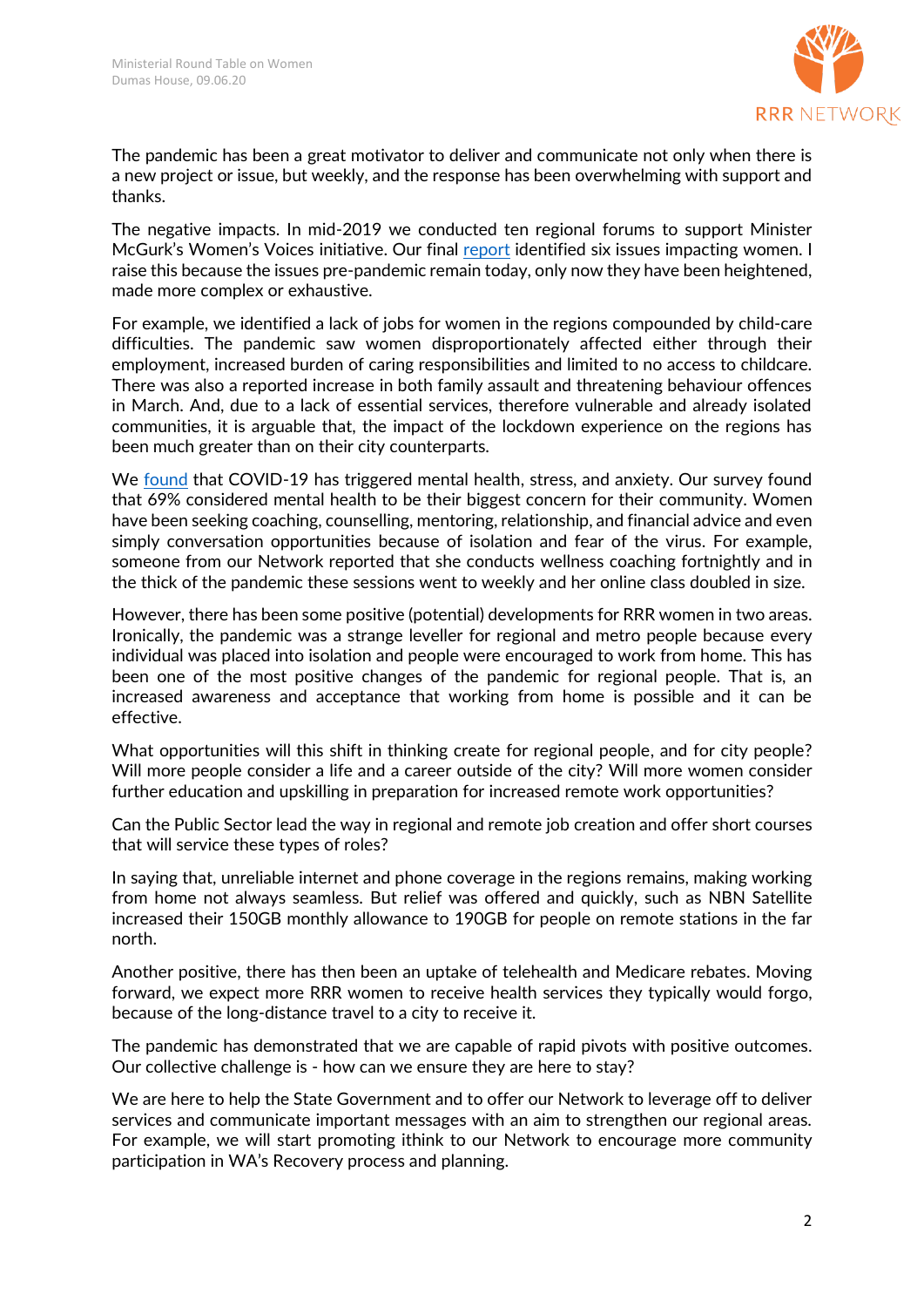The pandemic has been a great motivator to deliver and communicate not only when there is a new project or issue, but weekly, and the response has been overwhelming with support and thanks.

The negative impacts. In mid-2019 we conducted ten regional forums to support Minister McGurk's Women's Voices initiative. Our final report identified six issues impacting women. I raise this because the issues pre-pandemic remain today, only now they have been heightened, made more complex or exhaustive.

For example, we identified a lack of jobs for women in the regions compounded by child-care difficulties. The pandemic saw women disproportionately affected either through their employment, increased burden of caring responsibilities and limited to no access to childcare. There was also a reported increase in both family assault and threatening behaviour offences in March. And, due to a lack of essential services, therefore vulnerable and already isolated communities, it is arguable that, the impact of the lockdown experience on the regions has been much greater than on their city counterparts.

We found that COVID-19 has triggered mental health, stress, and anxiety. Our survey found that 69% considered mental health to be their biggest concern for their community. Women have been seeking coaching, counselling, mentoring, relationship, and financial advice and even simply conversation opportunities because of isolation and fear of the virus. For example, someone from our Network reported that she conducts wellness coaching fortnightly and in the thick of the pandemic these sessions went to weekly and her online class doubled in size.

However, there has been some positive (potential) developments for RRR women in two areas. Ironically, the pandemic was a strange leveller for regional and metro people because every individual was placed into isolation and people were encouraged to work from home. This has been one of the most positive changes of the pandemic for regional people. That is, an increased awareness and acceptance that working from home is possible and it can be effective.

What opportunities will this shift in thinking create for regional people, and for city people? Will more people consider a life and a career outside of the city? Will more women consider further education and upskilling in preparation for increased remote work opportunities?

Can the Public Sector lead the way in regional and remote job creation and offer short courses that will service these types of roles?

In saying that, unreliable internet and phone coverage in the regions remains, making working from home not always seamless. But relief was offered and quickly, such as NBN Satellite increased their 150GB monthly allowance to 190GB for people on remote stations in the far north.

Another positive, there has then been an uptake of telehealth and Medicare rebates. Moving forward, we expect more RRR women to receive health services they typically would forgo, because of the long-distance travel to a city to receive it.

The pandemic has demonstrated that we are capable of rapid pivots with positive outcomes. Our collective challenge is - how can we ensure they are here to stay?

We are here to help the State Government and to offer our Network to leverage off to deliver services and communicate important messages with an aim to strengthen our regional areas. For example, we will start promoting ithink to our Network to encourage more community participation in WA's Recovery process and planning.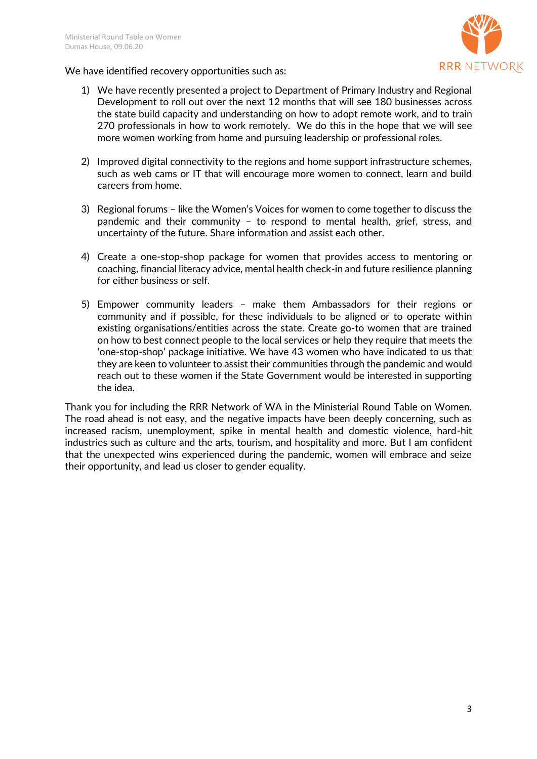We have identified recovery opportunities such as:

1) We have recently presented a project to Department of Primary Industry and Regional Development to roll out over the next 12 months that will see 180 businesses across the state build capacity and understanding on how to adopt remote work, and to train 270 professionals in how to work remotely. We do this in the hope that we will see more women working from home and pursuing leadership or professional roles.

2) Improved digital connectivity to the regions and home support infrastructure schemes, such as web cams or IT that will encourage more women to connect, learn and build careers from home.

3) Regional forums – like the Women's Voices for women to come together to discuss the pandemic and their community – to respond to mental health, grief, stress, and uncertainty of the future. Share information and assist each other.

4) Create a one-stop-shop package for women that provides access to mentoring or coaching, financial literacy advice, mental health check-in and future resilience planning for either business or self.

5) Empower community leaders – make them Ambassadors for their regions or community and if possible, for these individuals to be aligned or to operate within existing organisations/entities across the state. Create go-to women that are trained on how to best connect people to the local services or help they require that meets the 'one-stop-shop' package initiative. We have 43 women who have indicated to us that they are keen to volunteer to assist their communities through the pandemic and would reach out to these women if the State Government would be interested in supporting the idea.

Thank you for including the RRR Network of WA in the Ministerial Round Table on Women. The road ahead is not easy, and the negative impacts have been deeply concerning, such as increased racism, unemployment, spike in mental health and domestic violence, hard-hit industries such as culture and the arts, tourism, and hospitality and more. But I am confident that the unexpected wins experienced during the pandemic, women will embrace and seize their opportunity, and lead us closer to gender equality.